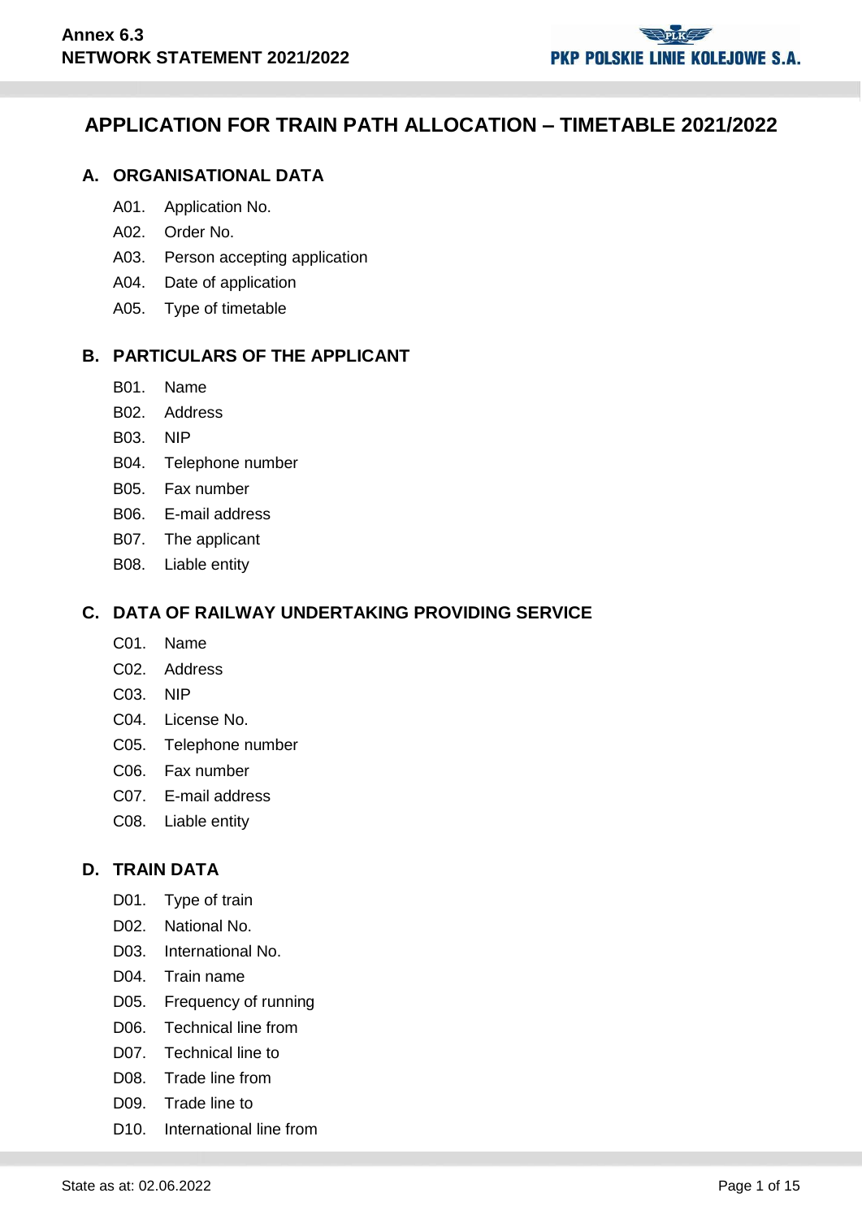# APPLICATION FOR TRAIN PATH ALLOCATION – TIMETABLE 2021/2022

## A. ORGANISATIONAL DATA

- A01. Application No.
- A02. Order No.
- A03. Person accepting application
- A04. Date of application
- A05. Type of timetable

## B. PARTICULARS OF THE APPLICANT

- B01. Name
- B02. Address
- B03. NIP
- B04. Telephone number
- B05. Fax number
- B06. E-mail address
- B07. The applicant
- B08. Liable entity

## C. DATA OF RAILWAY UNDERTAKING PROVIDING SERVICE

- C01. Name
- C02. Address
- C03. NIP
- C04. License No.
- C05. Telephone number
- C06. Fax number
- C07. E-mail address
- C08. Liable entity

## D. TRAIN DATA

- D01. Type of train
- D02. National No.
- D03. International No.
- D04. Train name
- D05. Frequency of running
- D06. Technical line from
- D07. Technical line to
- D08. Trade line from
- D09. Trade line to
- D10. International line from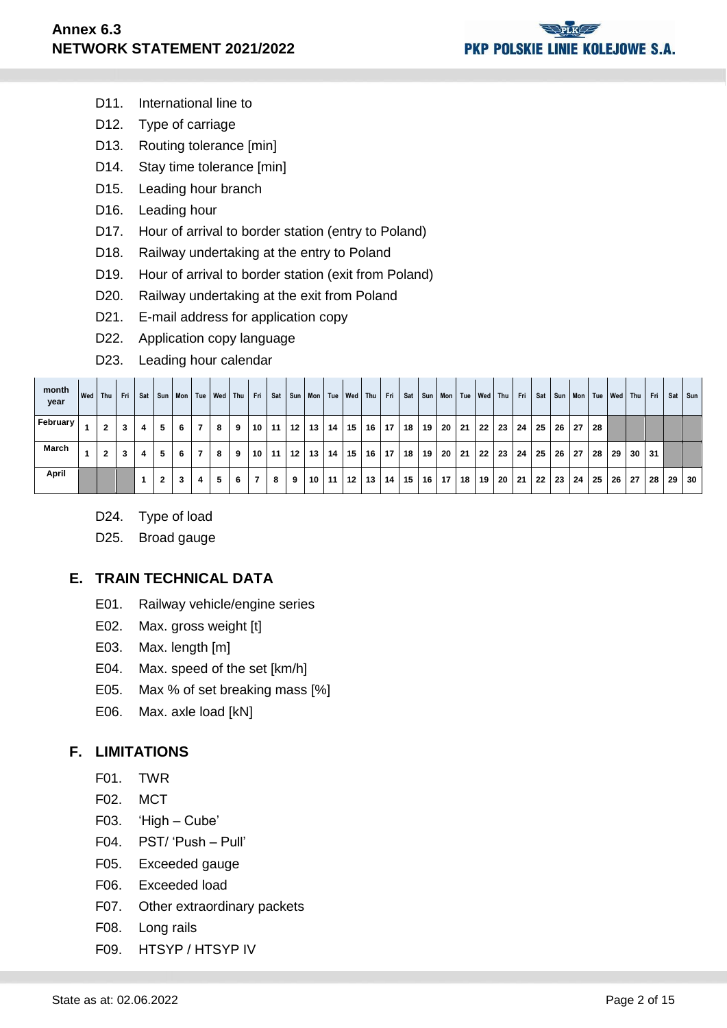D11. International line to

D12. Type of carriage

D13. Routing tolerance [min]

D14. Stay time tolerance [min]

D15. Leading hour branch

D16. Leading hour

D17. Hour of arrival to border station (entry to Poland)

D18. Railway undertaking at the entry to Poland

D19. Hour of arrival to border station (exit from Poland)

D20. Railway undertaking at the exit from Poland

D21. E-mail address for application copy

D22. Application copy language

D23. Leading hour calendar

| month year | Wed | Thu | Fri | Sat | Sun | Mon | Tue | Wed | Thu | Fri | Sat | Sun | Mon | Tue | Wed | Thu | Fri | Sat | Sun | Mon | Tue | Wed | Thu | Fri | Sat | Sun | Mon | Tue | Wed | Thu | Fri | Sat | Sun |
|---|---|---|---|---|---|---|---|---|---|---|---|---|---|---|---|---|---|---|---|---|---|---|---|---|---|---|---|---|---|---|---|---|---|
| February | 1 | 2 | 3 | 4 | 5 | 6 | 7 | 8 | 9 | 10 | 11 | 12 | 13 | 14 | 15 | 16 | 17 | 18 | 19 | 20 | 21 | 22 | 23 | 24 | 25 | 26 | 27 | 28 | | | | | |
| March | 1 | 2 | 3 | 4 | 5 | 6 | 7 | 8 | 9 | 10 | 11 | 12 | 13 | 14 | 15 | 16 | 17 | 18 | 19 | 20 | 21 | 22 | 23 | 24 | 25 | 26 | 27 | 28 | 29 | 30 | 31 | | |
| April | | | | 1 | 2 | 3 | 4 | 5 | 6 | 7 | 8 | 9 | 10 | 11 | 12 | 13 | 14 | 15 | 16 | 17 | 18 | 19 | 20 | 21 | 22 | 23 | 24 | 25 | 26 | 27 | 28 | 29 | 30 |

D24. Type of load

D25. Broad gauge

## E. TRAIN TECHNICAL DATA

E01. Railway vehicle/engine series

E02. Max. gross weight [t]

E03. Max. length [m]

E04. Max. speed of the set [km/h]

E05. Max % of set breaking mass [%]

E06. Max. axle load [kN]

## F. LIMITATIONS

F01. TWR

F02. MCT

F03. 'High – Cube'

F04. PST/ 'Push – Pull'

F05. Exceeded gauge

F06. Exceeded load

F07. Other extraordinary packets

F08. Long rails

F09. HTSYP / HTSYP IV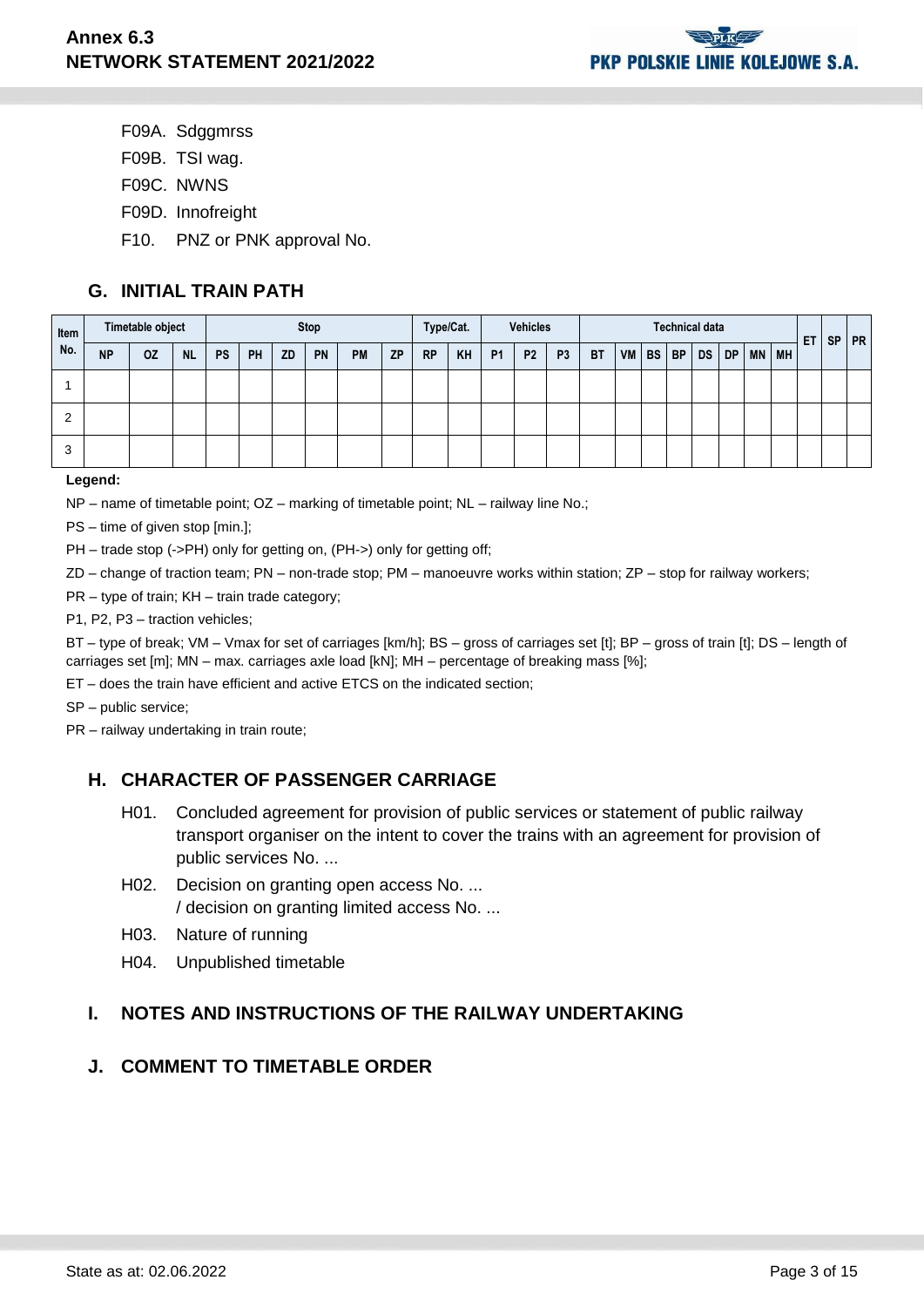F09A. Sdggmrss

F09B. TSI wag.

F09C. NWNS

F09D. Innofreight

F10. PNZ or PNK approval No.

## G. INITIAL TRAIN PATH

| Item No. | Timetable object | | | Stop | | | | | | Type/Cat. | | Vehicles | | | Technical data | | | | | | | | ET | SP | PR |
|---|---|---|---|---|---|---|---|---|---|---|---|---|---|---|---|---|---|---|---|---|---|---|---|---|---|
| | NP | OZ | NL | PS | PH | ZD | PN | PM | ZP | RP | KH | P1 | P2 | P3 | BT | VM | BS | BP | DS | DP | MN | MH | | | |
| 1 | | | | | | | | | | | | | | | | | | | | | | | | | |
| 2 | | | | | | | | | | | | | | | | | | | | | | | | | |
| 3 | | | | | | | | | | | | | | | | | | | | | | | | | |

**Legend:**

NP – name of timetable point; OZ – marking of timetable point; NL – railway line No.;

PS – time of given stop [min.];

PH – trade stop (->PH) only for getting on, (PH->) only for getting off;

ZD – change of traction team; PN – non-trade stop; PM – manoeuvre works within station; ZP – stop for railway workers;

PR – type of train; KH – train trade category;

P1, P2, P3 – traction vehicles;

BT – type of break; VM – Vmax for set of carriages [km/h]; BS – gross of carriages set [t]; BP – gross of train [t]; DS – length of carriages set [m]; MN – max. carriages axle load [kN]; MH – percentage of breaking mass [%];

ET – does the train have efficient and active ETCS on the indicated section;

SP – public service;

PR – railway undertaking in train route;

## H. CHARACTER OF PASSENGER CARRIAGE

H01. Concluded agreement for provision of public services or statement of public railway transport organiser on the intent to cover the trains with an agreement for provision of public services No. ...

H02. Decision on granting open access No. ...
/ decision on granting limited access No. ...

H03. Nature of running

H04. Unpublished timetable

## I. NOTES AND INSTRUCTIONS OF THE RAILWAY UNDERTAKING

## J. COMMENT TO TIMETABLE ORDER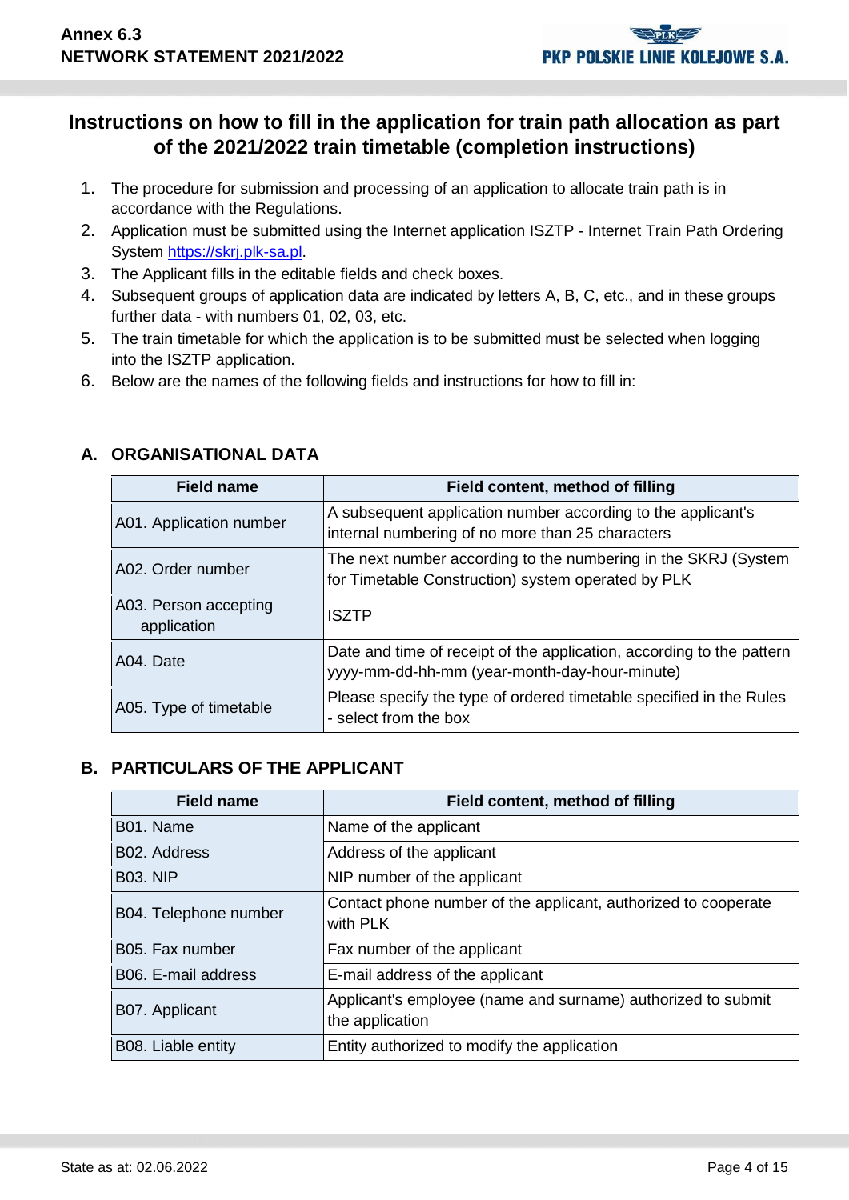# Instructions on how to fill in the application for train path allocation as part of the 2021/2022 train timetable (completion instructions)

1. The procedure for submission and processing of an application to allocate train path is in accordance with the Regulations.
2. Application must be submitted using the Internet application ISZTP - Internet Train Path Ordering System https://skrj.plk-sa.pl.
3. The Applicant fills in the editable fields and check boxes.
4. Subsequent groups of application data are indicated by letters A, B, C, etc., and in these groups further data - with numbers 01, 02, 03, etc.
5. The train timetable for which the application is to be submitted must be selected when logging into the ISZTP application.
6. Below are the names of the following fields and instructions for how to fill in:

## A. ORGANISATIONAL DATA

| Field name | Field content, method of filling |
|---|---|
| A01. Application number | A subsequent application number according to the applicant's internal numbering of no more than 25 characters |
| A02. Order number | The next number according to the numbering in the SKRJ (System for Timetable Construction) system operated by PLK |
| A03. Person accepting application | ISZTP |
| A04. Date | Date and time of receipt of the application, according to the pattern yyyy-mm-dd-hh-mm (year-month-day-hour-minute) |
| A05. Type of timetable | Please specify the type of ordered timetable specified in the Rules - select from the box |

## B. PARTICULARS OF THE APPLICANT

| Field name | Field content, method of filling |
|---|---|
| B01. Name | Name of the applicant |
| B02. Address | Address of the applicant |
| B03. NIP | NIP number of the applicant |
| B04. Telephone number | Contact phone number of the applicant, authorized to cooperate with PLK |
| B05. Fax number | Fax number of the applicant |
| B06. E-mail address | E-mail address of the applicant |
| B07. Applicant | Applicant's employee (name and surname) authorized to submit the application |
| B08. Liable entity | Entity authorized to modify the application |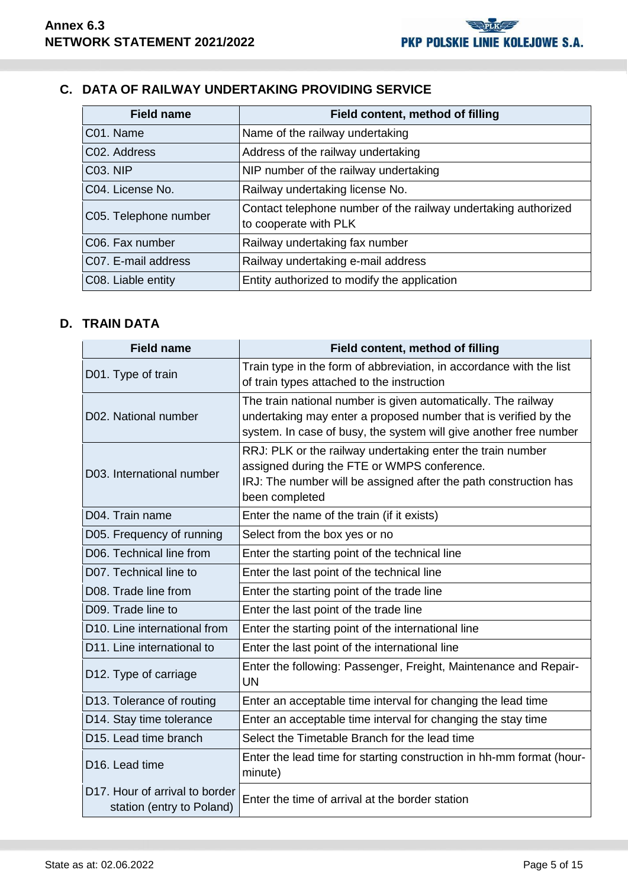## C. DATA OF RAILWAY UNDERTAKING PROVIDING SERVICE

| Field name | Field content, method of filling |
|---|---|
| C01. Name | Name of the railway undertaking |
| C02. Address | Address of the railway undertaking |
| C03. NIP | NIP number of the railway undertaking |
| C04. License No. | Railway undertaking license No. |
| C05. Telephone number | Contact telephone number of the railway undertaking authorized to cooperate with PLK |
| C06. Fax number | Railway undertaking fax number |
| C07. E-mail address | Railway undertaking e-mail address |
| C08. Liable entity | Entity authorized to modify the application |

## D. TRAIN DATA

| Field name | Field content, method of filling |
|---|---|
| D01. Type of train | Train type in the form of abbreviation, in accordance with the list of train types attached to the instruction |
| D02. National number | The train national number is given automatically. The railway undertaking may enter a proposed number that is verified by the system. In case of busy, the system will give another free number |
| D03. International number | RRJ: PLK or the railway undertaking enter the train number assigned during the FTE or WMPS conference.<br>IRJ: The number will be assigned after the path construction has been completed |
| D04. Train name | Enter the name of the train (if it exists) |
| D05. Frequency of running | Select from the box yes or no |
| D06. Technical line from | Enter the starting point of the technical line |
| D07. Technical line to | Enter the last point of the technical line |
| D08. Trade line from | Enter the starting point of the trade line |
| D09. Trade line to | Enter the last point of the trade line |
| D10. Line international from | Enter the starting point of the international line |
| D11. Line international to | Enter the last point of the international line |
| D12. Type of carriage | Enter the following: Passenger, Freight, Maintenance and Repair-UN |
| D13. Tolerance of routing | Enter an acceptable time interval for changing the lead time |
| D14. Stay time tolerance | Enter an acceptable time interval for changing the stay time |
| D15. Lead time branch | Select the Timetable Branch for the lead time |
| D16. Lead time | Enter the lead time for starting construction in hh-mm format (hour-minute) |
| D17. Hour of arrival to border station (entry to Poland) | Enter the time of arrival at the border station |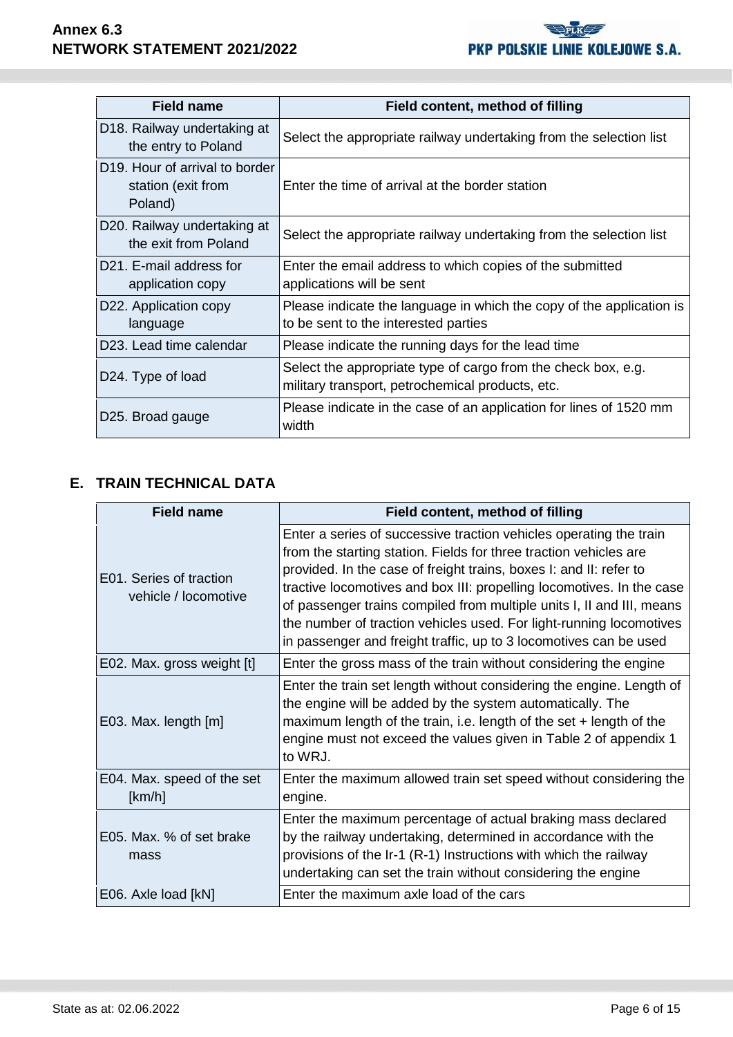| Field name | Field content, method of filling |
|---|---|
| D18. Railway undertaking at the entry to Poland | Select the appropriate railway undertaking from the selection list |
| D19. Hour of arrival to border station (exit from Poland) | Enter the time of arrival at the border station |
| D20. Railway undertaking at the exit from Poland | Select the appropriate railway undertaking from the selection list |
| D21. E-mail address for application copy | Enter the email address to which copies of the submitted applications will be sent |
| D22. Application copy language | Please indicate the language in which the copy of the application is to be sent to the interested parties |
| D23. Lead time calendar | Please indicate the running days for the lead time |
| D24. Type of load | Select the appropriate type of cargo from the check box, e.g. military transport, petrochemical products, etc. |
| D25. Broad gauge | Please indicate in the case of an application for lines of 1520 mm width |

## E. TRAIN TECHNICAL DATA

| Field name | Field content, method of filling |
|---|---|
| E01. Series of traction vehicle / locomotive | Enter a series of successive traction vehicles operating the train from the starting station. Fields for three traction vehicles are provided. In the case of freight trains, boxes I: and II: refer to tractive locomotives and box III: propelling locomotives. In the case of passenger trains compiled from multiple units I, II and III, means the number of traction vehicles used. For light-running locomotives in passenger and freight traffic, up to 3 locomotives can be used |
| E02. Max. gross weight [t] | Enter the gross mass of the train without considering the engine |
| E03. Max. length [m] | Enter the train set length without considering the engine. Length of the engine will be added by the system automatically. The maximum length of the train, i.e. length of the set + length of the engine must not exceed the values given in Table 2 of appendix 1 to WRJ. |
| E04. Max. speed of the set [km/h] | Enter the maximum allowed train set speed without considering the engine. |
| E05. Max. % of set brake mass | Enter the maximum percentage of actual braking mass declared by the railway undertaking, determined in accordance with the provisions of the Ir-1 (R-1) Instructions with which the railway undertaking can set the train without considering the engine |
| E06. Axle load [kN] | Enter the maximum axle load of the cars |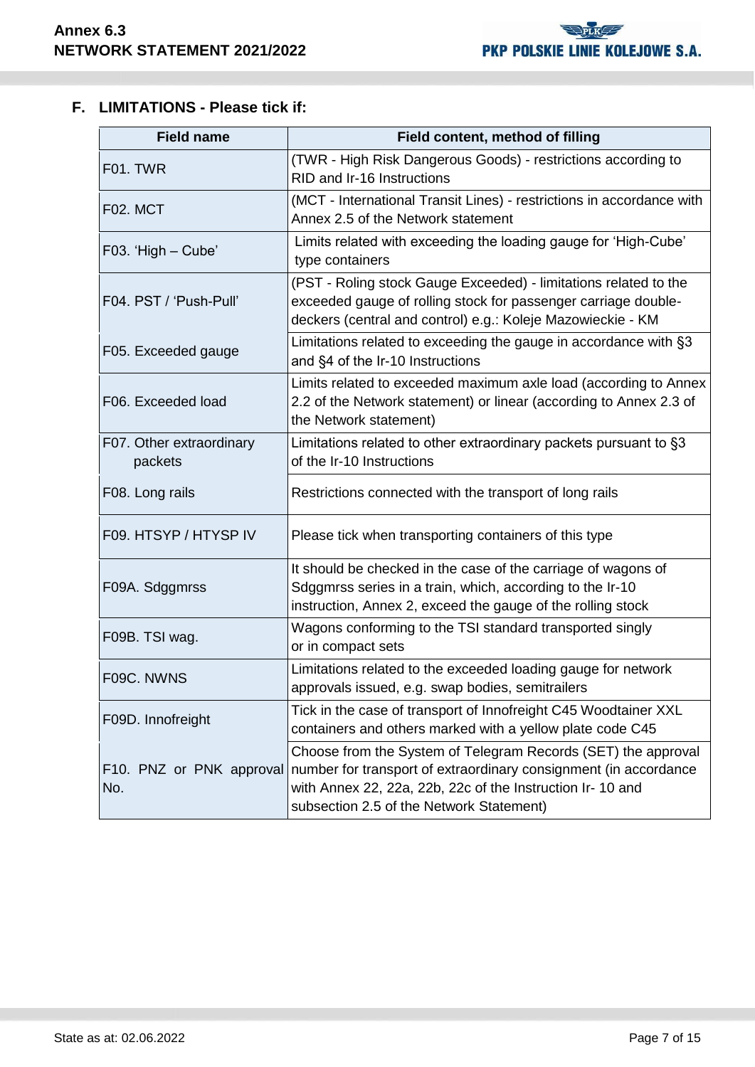### F. LIMITATIONS - Please tick if:

| Field name | Field content, method of filling |
|---|---|
| F01. TWR | (TWR - High Risk Dangerous Goods) - restrictions according to RID and Ir-16 Instructions |
| F02. MCT | (MCT - International Transit Lines) - restrictions in accordance with Annex 2.5 of the Network statement |
| F03. 'High – Cube' | Limits related with exceeding the loading gauge for 'High-Cube' type containers |
| F04. PST / 'Push-Pull' | (PST - Roling stock Gauge Exceeded) - limitations related to the exceeded gauge of rolling stock for passenger carriage double-deckers (central and control) e.g.: Koleje Mazowieckie - KM |
| F05. Exceeded gauge | Limitations related to exceeding the gauge in accordance with §3 and §4 of the Ir-10 Instructions |
| F06. Exceeded load | Limits related to exceeded maximum axle load (according to Annex 2.2 of the Network statement) or linear (according to Annex 2.3 of the Network statement) |
| F07. Other extraordinary packets | Limitations related to other extraordinary packets pursuant to §3 of the Ir-10 Instructions |
| F08. Long rails | Restrictions connected with the transport of long rails |
| F09. HTSYP / HTYSP IV | Please tick when transporting containers of this type |
| F09A. Sdggmrss | It should be checked in the case of the carriage of wagons of Sdggmrss series in a train, which, according to the Ir-10 instruction, Annex 2, exceed the gauge of the rolling stock |
| F09B. TSI wag. | Wagons conforming to the TSI standard transported singly or in compact sets |
| F09C. NWNS | Limitations related to the exceeded loading gauge for network approvals issued, e.g. swap bodies, semitrailers |
| F09D. Innofreight | Tick in the case of transport of Innofreight C45 Woodtainer XXL containers and others marked with a yellow plate code C45 |
| F10. PNZ or PNK approval No. | Choose from the System of Telegram Records (SET) the approval number for transport of extraordinary consignment (in accordance with Annex 22, 22a, 22b, 22c of the Instruction Ir- 10 and subsection 2.5 of the Network Statement) |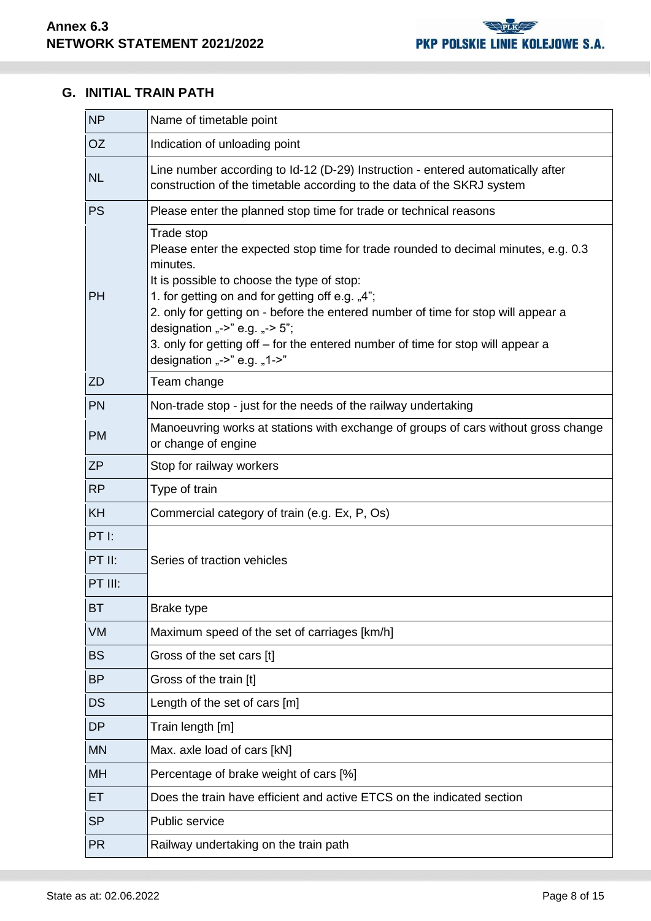## G. INITIAL TRAIN PATH

| | |
|---|---|
| NP | Name of timetable point |
| OZ | Indication of unloading point |
| NL | Line number according to Id-12 (D-29) Instruction - entered automatically after construction of the timetable according to the data of the SKRJ system |
| PS | Please enter the planned stop time for trade or technical reasons |
| PH | Trade stop<br>Please enter the expected stop time for trade rounded to decimal minutes, e.g. 0.3 minutes.<br>It is possible to choose the type of stop:<br>1. for getting on and for getting off e.g. „4”;<br>2. only for getting on - before the entered number of time for stop will appear a designation „->” e.g. „-> 5”;<br>3. only for getting off – for the entered number of time for stop will appear a designation „->” e.g. „1->” |
| ZD | Team change |
| PN | Non-trade stop - just for the needs of the railway undertaking |
| PM | Manoeuvring works at stations with exchange of groups of cars without gross change or change of engine |
| ZP | Stop for railway workers |
| RP | Type of train |
| KH | Commercial category of train (e.g. Ex, P, Os) |
| PT I: | Series of traction vehicles |
| PT II: | |
| PT III: | |
| BT | Brake type |
| VM | Maximum speed of the set of carriages [km/h] |
| BS | Gross of the set cars [t] |
| BP | Gross of the train [t] |
| DS | Length of the set of cars [m] |
| DP | Train length [m] |
| MN | Max. axle load of cars [kN] |
| MH | Percentage of brake weight of cars [%] |
| ET | Does the train have efficient and active ETCS on the indicated section |
| SP | Public service |
| PR | Railway undertaking on the train path |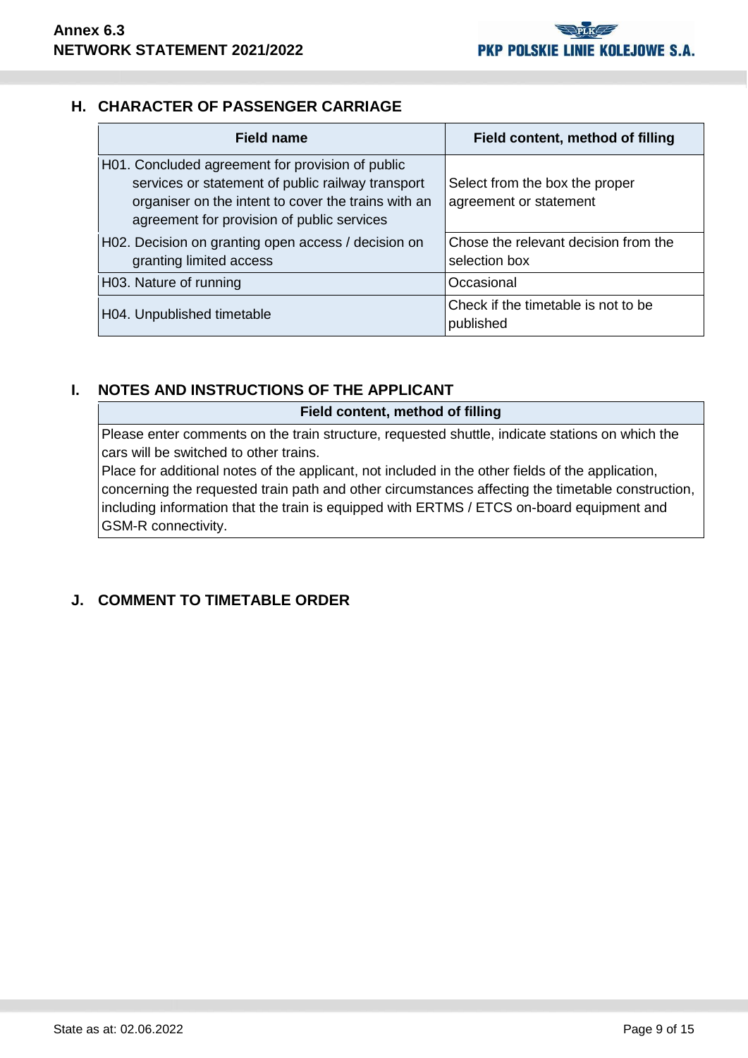## H. CHARACTER OF PASSENGER CARRIAGE

| Field name | Field content, method of filling |
|---|---|
| H01. Concluded agreement for provision of public services or statement of public railway transport organiser on the intent to cover the trains with an agreement for provision of public services | Select from the box the proper agreement or statement |
| H02. Decision on granting open access / decision on granting limited access | Chose the relevant decision from the selection box |
| H03. Nature of running | Occasional |
| H04. Unpublished timetable | Check if the timetable is not to be published |

## I. NOTES AND INSTRUCTIONS OF THE APPLICANT

| Field content, method of filling |
|---|
| Please enter comments on the train structure, requested shuttle, indicate stations on which the cars will be switched to other trains.<br>Place for additional notes of the applicant, not included in the other fields of the application, concerning the requested train path and other circumstances affecting the timetable construction, including information that the train is equipped with ERTMS / ETCS on-board equipment and GSM-R connectivity. |

## J. COMMENT TO TIMETABLE ORDER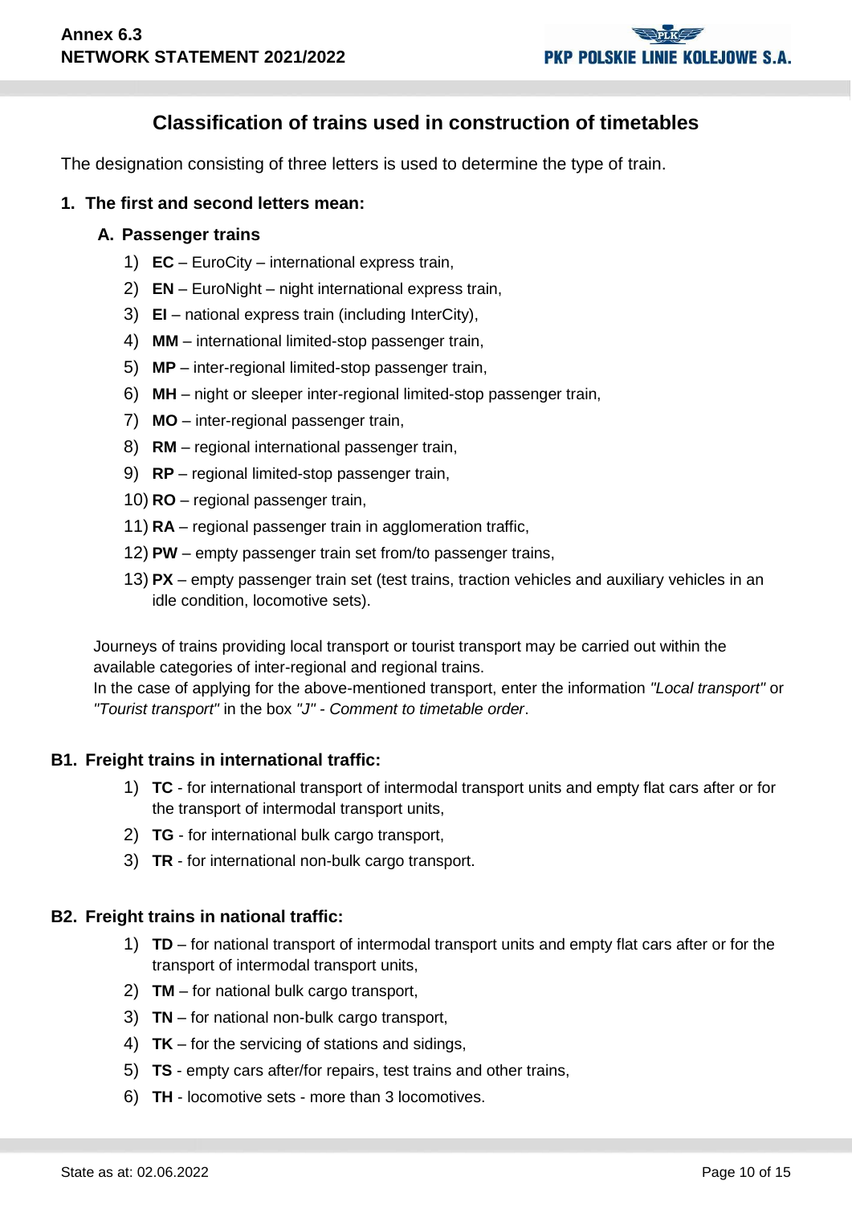# Classification of trains used in construction of timetables

The designation consisting of three letters is used to determine the type of train.

## 1. The first and second letters mean:

### A. Passenger trains

1) **EC** – EuroCity – international express train,
2) **EN** – EuroNight – night international express train,
3) **EI** – national express train (including InterCity),
4) **MM** – international limited-stop passenger train,
5) **MP** – inter-regional limited-stop passenger train,
6) **MH** – night or sleeper inter-regional limited-stop passenger train,
7) **MO** – inter-regional passenger train,
8) **RM** – regional international passenger train,
9) **RP** – regional limited-stop passenger train,
10) **RO** – regional passenger train,
11) **RA** – regional passenger train in agglomeration traffic,
12) **PW** – empty passenger train set from/to passenger trains,
13) **PX** – empty passenger train set (test trains, traction vehicles and auxiliary vehicles in an idle condition, locomotive sets).

Journeys of trains providing local transport or tourist transport may be carried out within the available categories of inter-regional and regional trains.
In the case of applying for the above-mentioned transport, enter the information *"Local transport"* or *"Tourist transport"* in the box *"J" - Comment to timetable order*.

### B1. Freight trains in international traffic:

1) **TC** - for international transport of intermodal transport units and empty flat cars after or for the transport of intermodal transport units,
2) **TG** - for international bulk cargo transport,
3) **TR** - for international non-bulk cargo transport.

### B2. Freight trains in national traffic:

1) **TD** – for national transport of intermodal transport units and empty flat cars after or for the transport of intermodal transport units,
2) **TM** – for national bulk cargo transport,
3) **TN** – for national non-bulk cargo transport,
4) **TK** – for the servicing of stations and sidings,
5) **TS** - empty cars after/for repairs, test trains and other trains,
6) **TH** - locomotive sets - more than 3 locomotives.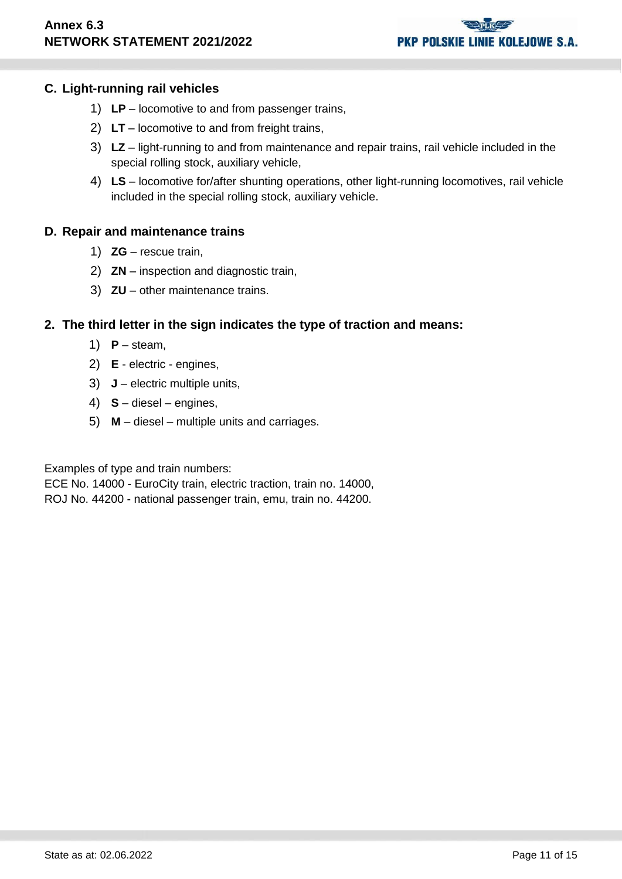### C. Light-running rail vehicles

1) **LP** – locomotive to and from passenger trains,
2) **LT** – locomotive to and from freight trains,
3) **LZ** – light-running to and from maintenance and repair trains, rail vehicle included in the special rolling stock, auxiliary vehicle,
4) **LS** – locomotive for/after shunting operations, other light-running locomotives, rail vehicle included in the special rolling stock, auxiliary vehicle.

### D. Repair and maintenance trains

1) **ZG** – rescue train,
2) **ZN** – inspection and diagnostic train,
3) **ZU** – other maintenance trains.

## 2. The third letter in the sign indicates the type of traction and means:

1) **P** – steam,
2) **E** - electric - engines,
3) **J** – electric multiple units,
4) **S** – diesel – engines,
5) **M** – diesel – multiple units and carriages.

Examples of type and train numbers:
ECE No. 14000 - EuroCity train, electric traction, train no. 14000,
ROJ No. 44200 - national passenger train, emu, train no. 44200.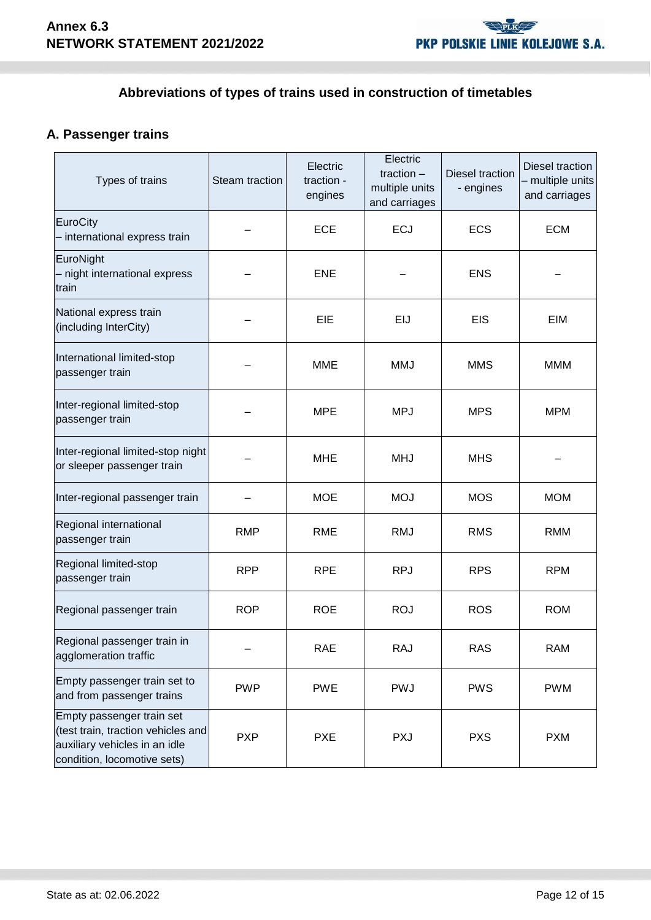## Abbreviations of types of trains used in construction of timetables

### A. Passenger trains

| Types of trains | Steam traction | Electric traction - engines | Electric traction – multiple units and carriages | Diesel traction - engines | Diesel traction – multiple units and carriages |
|---|---|---|---|---|---|
| EuroCity – international express train | – | ECE | ECJ | ECS | ECM |
| EuroNight – night international express train | – | ENE | – | ENS | – |
| National express train (including InterCity) | – | EIE | EIJ | EIS | EIM |
| International limited-stop passenger train | – | MME | MMJ | MMS | MMM |
| Inter-regional limited-stop passenger train | – | MPE | MPJ | MPS | MPM |
| Inter-regional limited-stop night or sleeper passenger train | – | MHE | MHJ | MHS | – |
| Inter-regional passenger train | – | MOE | MOJ | MOS | MOM |
| Regional international passenger train | RMP | RME | RMJ | RMS | RMM |
| Regional limited-stop passenger train | RPP | RPE | RPJ | RPS | RPM |
| Regional passenger train | ROP | ROE | ROJ | ROS | ROM |
| Regional passenger train in agglomeration traffic | – | RAE | RAJ | RAS | RAM |
| Empty passenger train set to and from passenger trains | PWP | PWE | PWJ | PWS | PWM |
| Empty passenger train set (test train, traction vehicles and auxiliary vehicles in an idle condition, locomotive sets) | PXP | PXE | PXJ | PXS | PXM |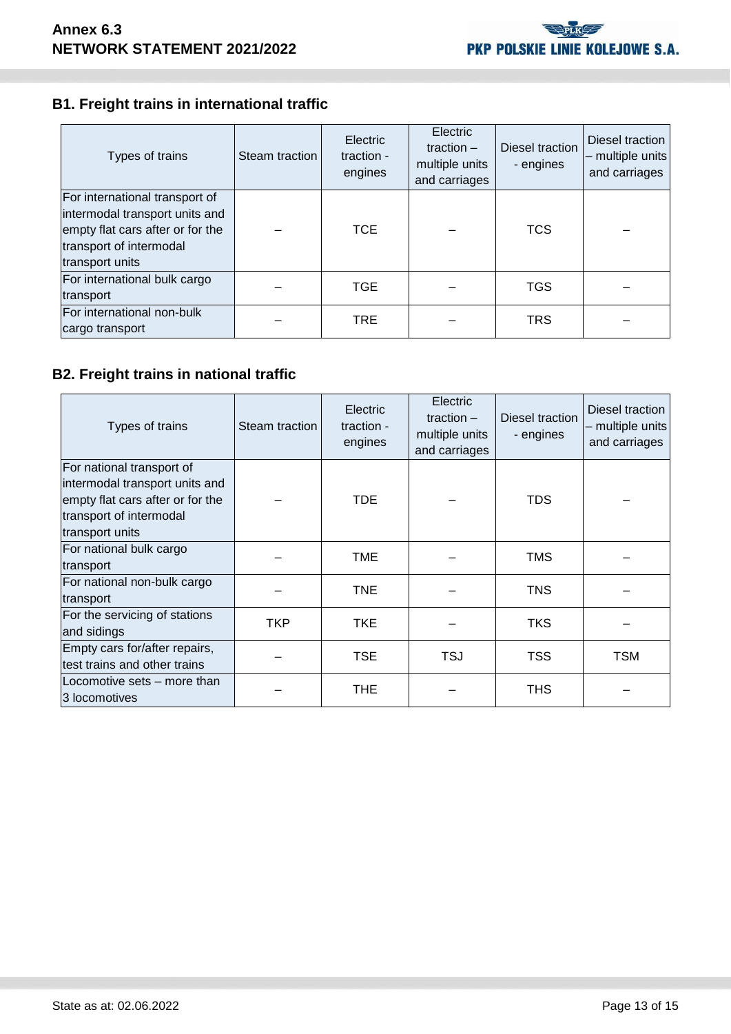## B1. Freight trains in international traffic

| Types of trains | Steam traction | Electric traction - engines | Electric traction – multiple units and carriages | Diesel traction - engines | Diesel traction – multiple units and carriages |
|---|---|---|---|---|---|
| For international transport of intermodal transport units and empty flat cars after or for the transport of intermodal transport units | – | TCE | – | TCS | – |
| For international bulk cargo transport | – | TGE | – | TGS | – |
| For international non-bulk cargo transport | – | TRE | – | TRS | – |

## B2. Freight trains in national traffic

| Types of trains | Steam traction | Electric traction - engines | Electric traction – multiple units and carriages | Diesel traction - engines | Diesel traction – multiple units and carriages |
|---|---|---|---|---|---|
| For national transport of intermodal transport units and empty flat cars after or for the transport of intermodal transport units | – | TDE | – | TDS | – |
| For national bulk cargo transport | – | TME | – | TMS | – |
| For national non-bulk cargo transport | – | TNE | – | TNS | – |
| For the servicing of stations and sidings | TKP | TKE | – | TKS | – |
| Empty cars for/after repairs, test trains and other trains | – | TSE | TSJ | TSS | TSM |
| Locomotive sets – more than 3 locomotives | – | THE | – | THS | – |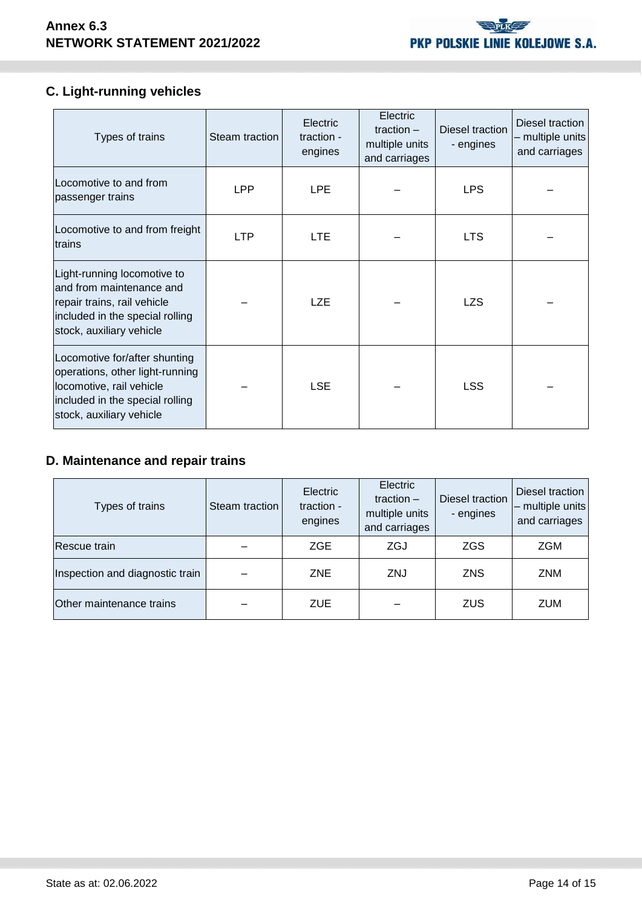## C. Light-running vehicles

| Types of trains | Steam traction | Electric traction - engines | Electric traction – multiple units and carriages | Diesel traction - engines | Diesel traction – multiple units and carriages |
|---|---|---|---|---|---|
| Locomotive to and from passenger trains | LPP | LPE | – | LPS | – |
| Locomotive to and from freight trains | LTP | LTE | – | LTS | – |
| Light-running locomotive to and from maintenance and repair trains, rail vehicle included in the special rolling stock, auxiliary vehicle | – | LZE | – | LZS | – |
| Locomotive for/after shunting operations, other light-running locomotive, rail vehicle included in the special rolling stock, auxiliary vehicle | – | LSE | – | LSS | – |

## D. Maintenance and repair trains

| Types of trains | Steam traction | Electric traction - engines | Electric traction – multiple units and carriages | Diesel traction - engines | Diesel traction – multiple units and carriages |
|---|---|---|---|---|---|
| Rescue train | – | ZGE | ZGJ | ZGS | ZGM |
| Inspection and diagnostic train | – | ZNE | ZNJ | ZNS | ZNM |
| Other maintenance trains | – | ZUE | – | ZUS | ZUM |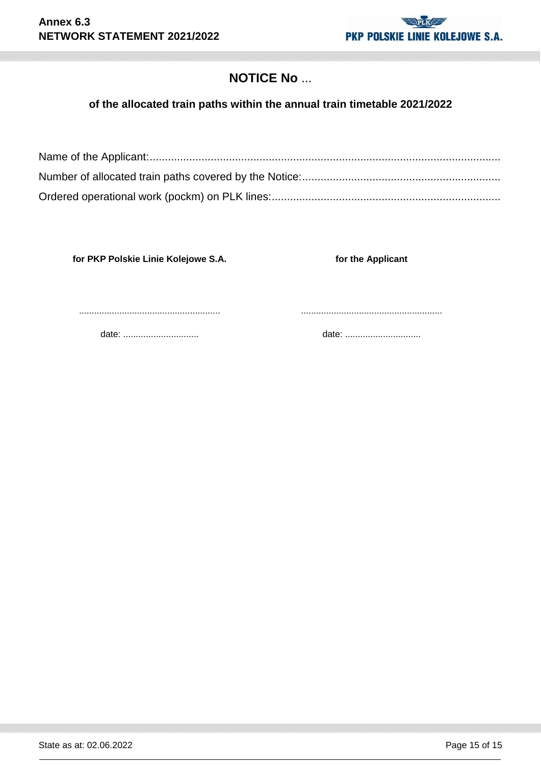# NOTICE No ...

## of the allocated train paths within the annual train timetable 2021/2022

Name of the Applicant:....................................................................................................................

Number of allocated train paths covered by the Notice:.................................................................

Ordered operational work (pockm) on PLK lines:...........................................................................

| **for PKP Polskie Linie Kolejowe S.A.** | **for the Applicant** |
|---|---|
| ........................................................ | ........................................................ |
| date: .............................. | date: .............................. |